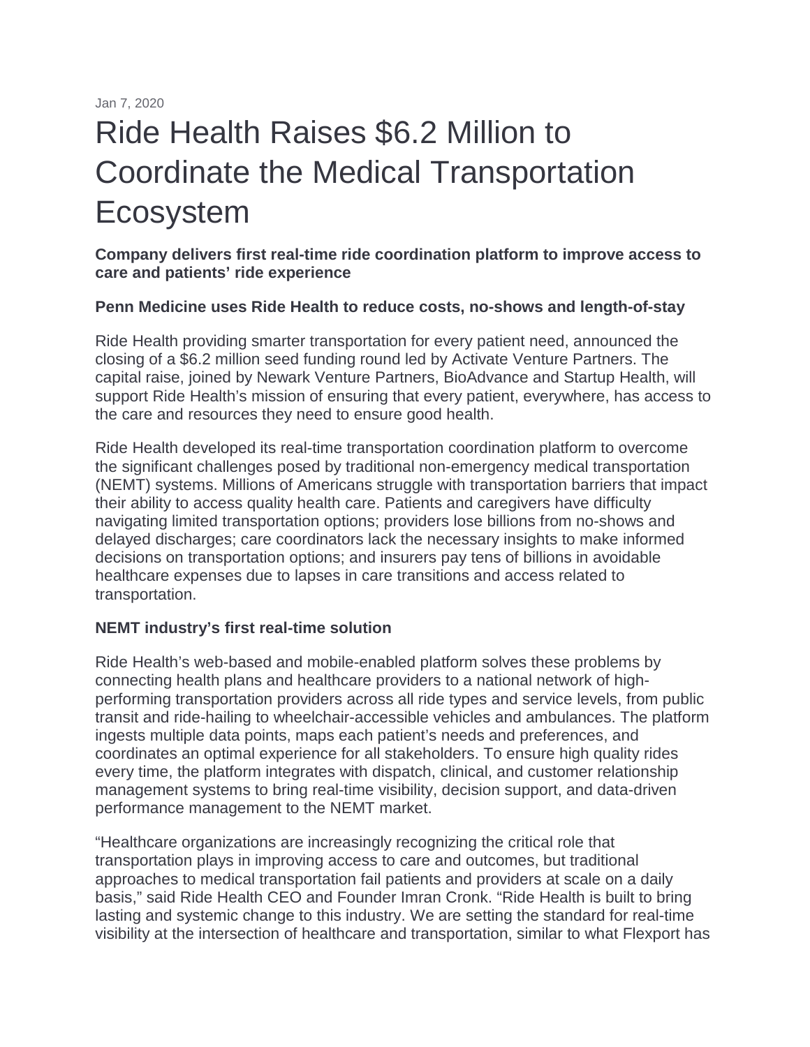Jan 7, 2020

# Ride Health Raises $6.2 Million to Coordinate the Medical Transportation Ecosystem

**Company delivers first real-time ride coordination platform to improve access to care and patients' ride experience**

**Penn Medicine uses Ride Health to reduce costs, no-shows and length-of-stay**

Ride Health providing smarter transportation for every patient need, announced the closing of a $6.2 million seed funding round led by Activate Venture Partners. The capital raise, joined by Newark Venture Partners, BioAdvance and Startup Health, will support Ride Health's mission of ensuring that every patient, everywhere, has access to the care and resources they need to ensure good health.

Ride Health developed its real-time transportation coordination platform to overcome the significant challenges posed by traditional non-emergency medical transportation (NEMT) systems. Millions of Americans struggle with transportation barriers that impact their ability to access quality health care. Patients and caregivers have difficulty navigating limited transportation options; providers lose billions from no-shows and delayed discharges; care coordinators lack the necessary insights to make informed decisions on transportation options; and insurers pay tens of billions in avoidable healthcare expenses due to lapses in care transitions and access related to transportation.

**NEMT industry's first real-time solution**

Ride Health's web-based and mobile-enabled platform solves these problems by connecting health plans and healthcare providers to a national network of high-performing transportation providers across all ride types and service levels, from public transit and ride-hailing to wheelchair-accessible vehicles and ambulances. The platform ingests multiple data points, maps each patient's needs and preferences, and coordinates an optimal experience for all stakeholders. To ensure high quality rides every time, the platform integrates with dispatch, clinical, and customer relationship management systems to bring real-time visibility, decision support, and data-driven performance management to the NEMT market.

"Healthcare organizations are increasingly recognizing the critical role that transportation plays in improving access to care and outcomes, but traditional approaches to medical transportation fail patients and providers at scale on a daily basis," said Ride Health CEO and Founder Imran Cronk. "Ride Health is built to bring lasting and systemic change to this industry. We are setting the standard for real-time visibility at the intersection of healthcare and transportation, similar to what Flexport has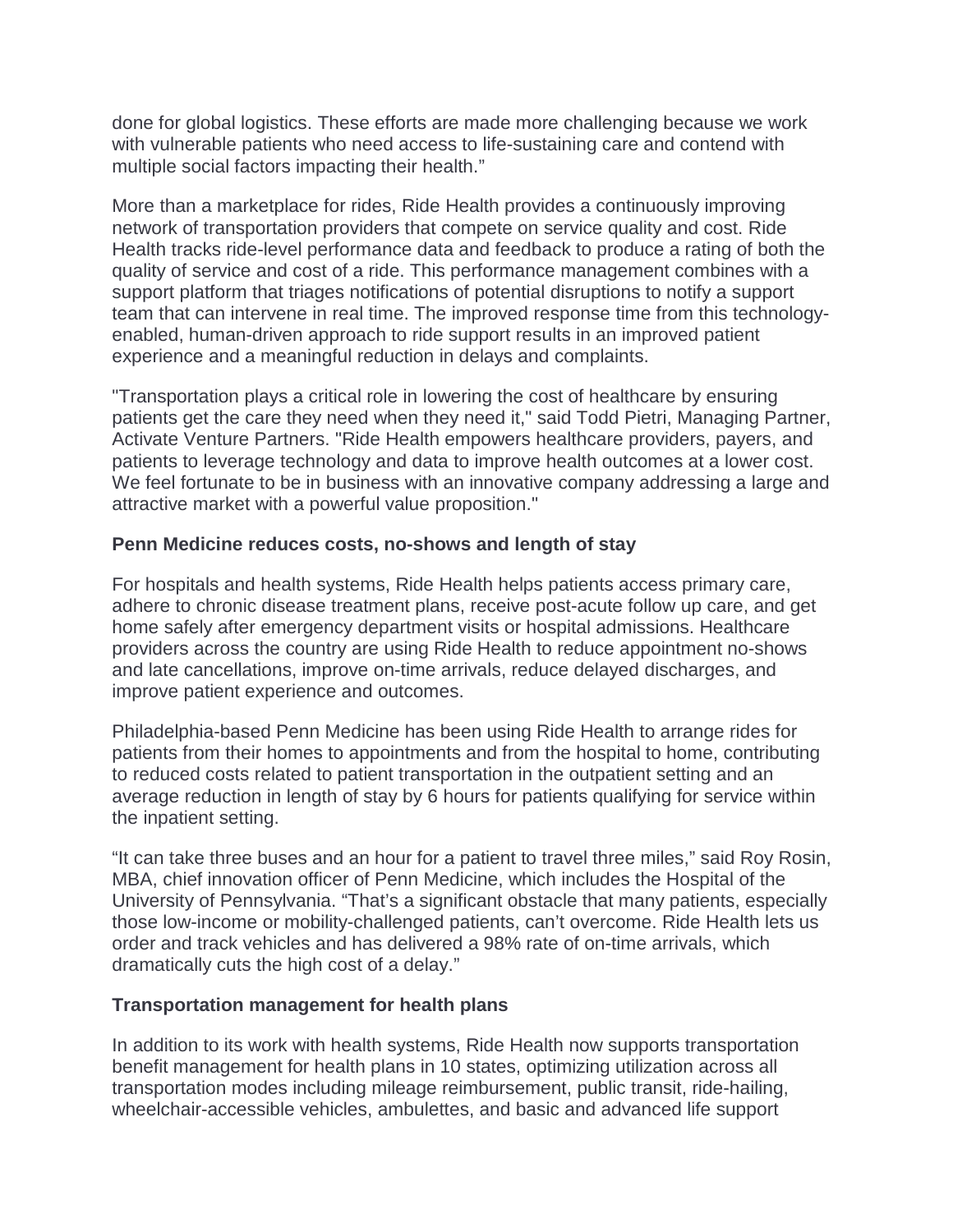done for global logistics. These efforts are made more challenging because we work with vulnerable patients who need access to life-sustaining care and contend with multiple social factors impacting their health."

More than a marketplace for rides, Ride Health provides a continuously improving network of transportation providers that compete on service quality and cost. Ride Health tracks ride-level performance data and feedback to produce a rating of both the quality of service and cost of a ride. This performance management combines with a support platform that triages notifications of potential disruptions to notify a support team that can intervene in real time. The improved response time from this technology-enabled, human-driven approach to ride support results in an improved patient experience and a meaningful reduction in delays and complaints.

"Transportation plays a critical role in lowering the cost of healthcare by ensuring patients get the care they need when they need it," said Todd Pietri, Managing Partner, Activate Venture Partners. "Ride Health empowers healthcare providers, payers, and patients to leverage technology and data to improve health outcomes at a lower cost. We feel fortunate to be in business with an innovative company addressing a large and attractive market with a powerful value proposition."

**Penn Medicine reduces costs, no-shows and length of stay**

For hospitals and health systems, Ride Health helps patients access primary care, adhere to chronic disease treatment plans, receive post-acute follow up care, and get home safely after emergency department visits or hospital admissions. Healthcare providers across the country are using Ride Health to reduce appointment no-shows and late cancellations, improve on-time arrivals, reduce delayed discharges, and improve patient experience and outcomes.

Philadelphia-based Penn Medicine has been using Ride Health to arrange rides for patients from their homes to appointments and from the hospital to home, contributing to reduced costs related to patient transportation in the outpatient setting and an average reduction in length of stay by 6 hours for patients qualifying for service within the inpatient setting.

"It can take three buses and an hour for a patient to travel three miles," said Roy Rosin, MBA, chief innovation officer of Penn Medicine, which includes the Hospital of the University of Pennsylvania. "That's a significant obstacle that many patients, especially those low-income or mobility-challenged patients, can't overcome. Ride Health lets us order and track vehicles and has delivered a 98% rate of on-time arrivals, which dramatically cuts the high cost of a delay."

**Transportation management for health plans**

In addition to its work with health systems, Ride Health now supports transportation benefit management for health plans in 10 states, optimizing utilization across all transportation modes including mileage reimbursement, public transit, ride-hailing, wheelchair-accessible vehicles, ambulettes, and basic and advanced life support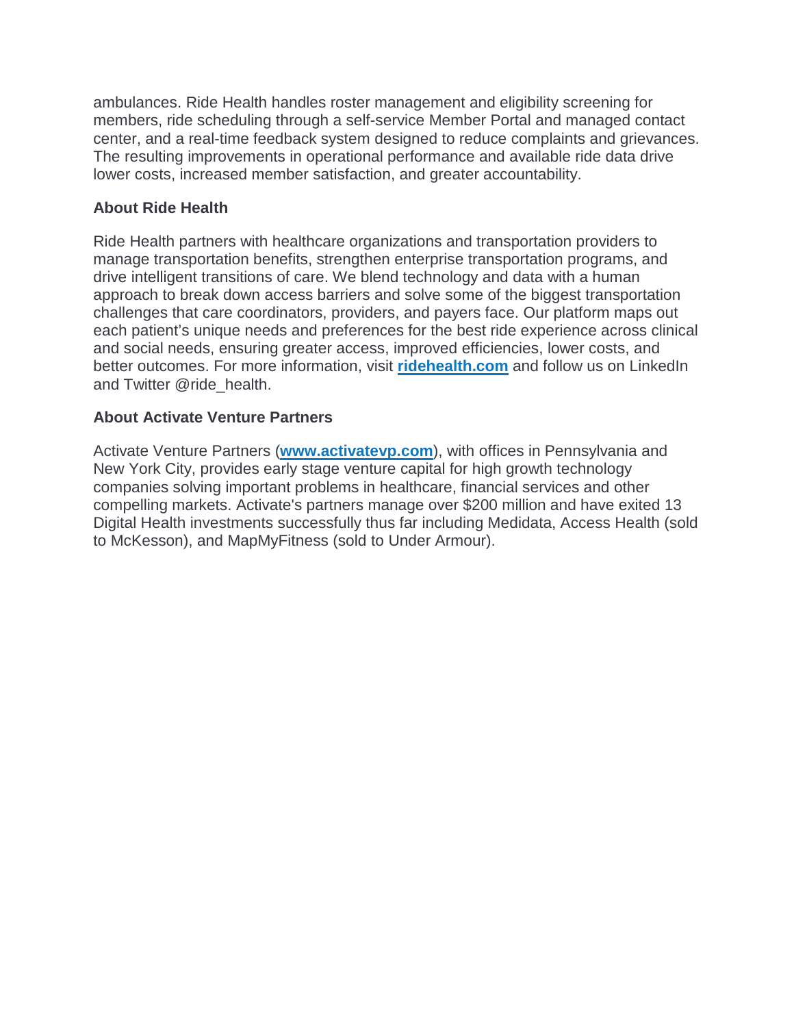ambulances. Ride Health handles roster management and eligibility screening for members, ride scheduling through a self-service Member Portal and managed contact center, and a real-time feedback system designed to reduce complaints and grievances. The resulting improvements in operational performance and available ride data drive lower costs, increased member satisfaction, and greater accountability.

**About Ride Health**

Ride Health partners with healthcare organizations and transportation providers to manage transportation benefits, strengthen enterprise transportation programs, and drive intelligent transitions of care. We blend technology and data with a human approach to break down access barriers and solve some of the biggest transportation challenges that care coordinators, providers, and payers face. Our platform maps out each patient's unique needs and preferences for the best ride experience across clinical and social needs, ensuring greater access, improved efficiencies, lower costs, and better outcomes. For more information, visit **ridehealth.com** and follow us on LinkedIn and Twitter @ride_health.

**About Activate Venture Partners**

Activate Venture Partners (**www.activatevp.com**), with offices in Pennsylvania and New York City, provides early stage venture capital for high growth technology companies solving important problems in healthcare, financial services and other compelling markets. Activate's partners manage over $200 million and have exited 13 Digital Health investments successfully thus far including Medidata, Access Health (sold to McKesson), and MapMyFitness (sold to Under Armour).